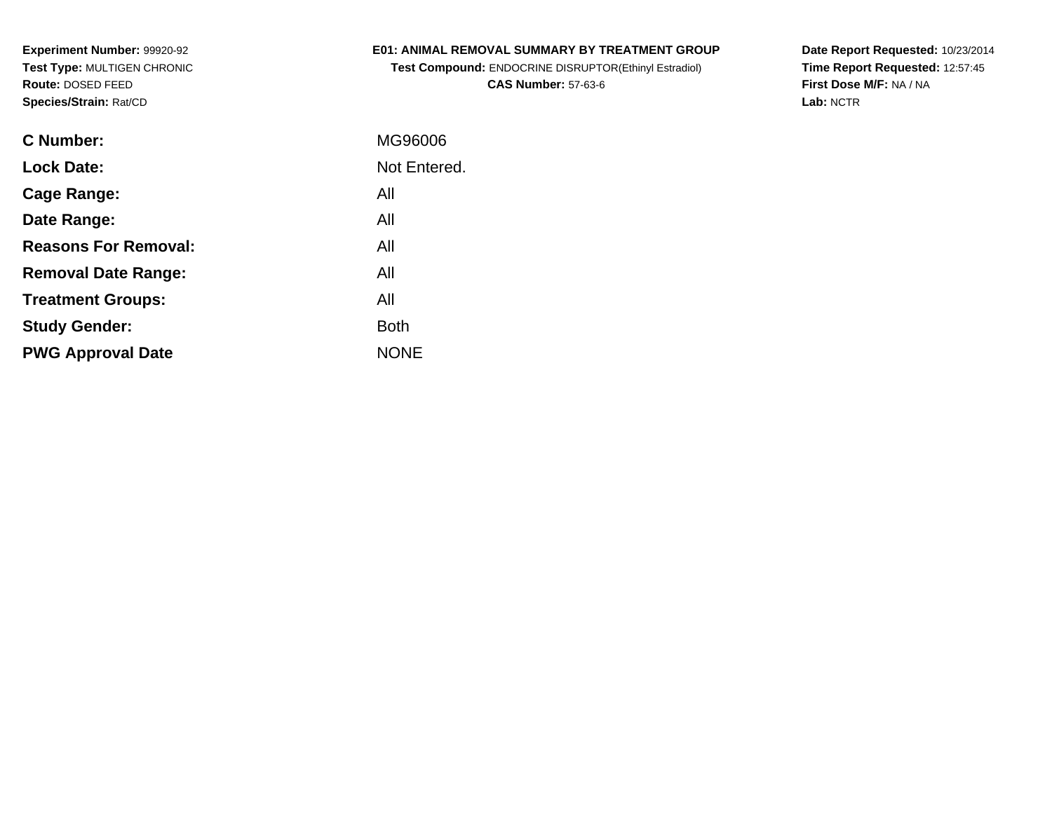**Experiment Number:** 99920-92
**Test Type:** MULTIGEN CHRONIC
**Route:** DOSED FEED
**Species/Strain:** Rat/CD

**E01: ANIMAL REMOVAL SUMMARY BY TREATMENT GROUP**
**Test Compound:** ENDOCRINE DISRUPTOR(Ethinyl Estradiol)
**CAS Number:** 57-63-6

**Date Report Requested:** 10/23/2014
**Time Report Requested:** 12:57:45
**First Dose M/F:** NA / NA
**Lab:** NCTR

| | |
|---|---|
| **C Number:** | MG96006 |
| **Lock Date:** | Not Entered. |
| **Cage Range:** | All |
| **Date Range:** | All |
| **Reasons For Removal:** | All |
| **Removal Date Range:** | All |
| **Treatment Groups:** | All |
| **Study Gender:** | Both |
| **PWG Approval Date** | NONE |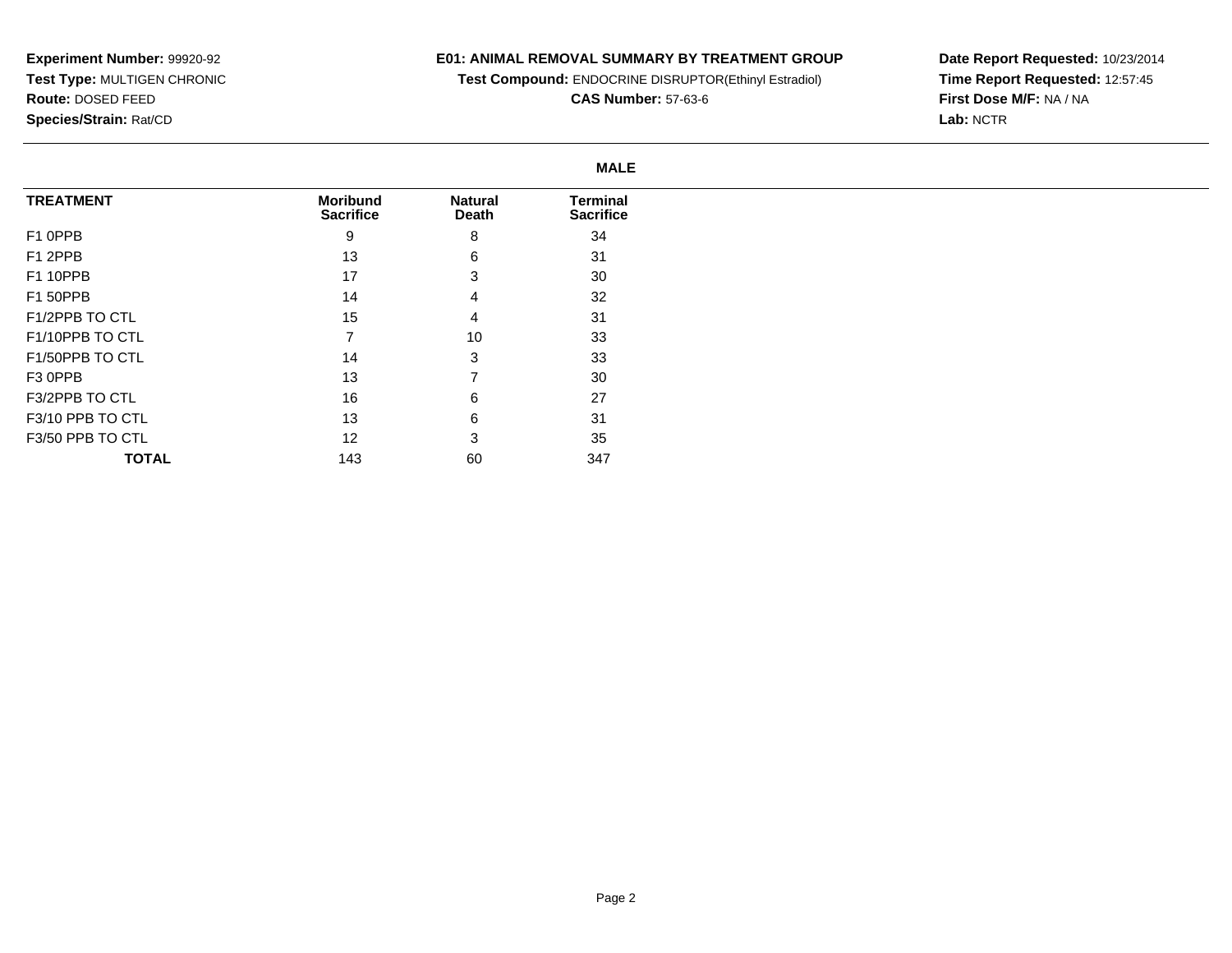**Experiment Number:** 99920-92
**Test Type:** MULTIGEN CHRONIC
**Route:** DOSED FEED
**Species/Strain:** Rat/CD

**E01: ANIMAL REMOVAL SUMMARY BY TREATMENT GROUP**
**Test Compound:** ENDOCRINE DISRUPTOR(Ethinyl Estradiol)
**CAS Number:** 57-63-6

**Date Report Requested:** 10/23/2014
**Time Report Requested:** 12:57:45
**First Dose M/F:** NA / NA
**Lab:** NCTR

**MALE**

| TREATMENT | Moribund Sacrifice | Natural Death | Terminal Sacrifice |
|---|---|---|---|
| F1 0PPB | 9 | 8 | 34 |
| F1 2PPB | 13 | 6 | 31 |
| F1 10PPB | 17 | 3 | 30 |
| F1 50PPB | 14 | 4 | 32 |
| F1/2PPB TO CTL | 15 | 4 | 31 |
| F1/10PPB TO CTL | 7 | 10 | 33 |
| F1/50PPB TO CTL | 14 | 3 | 33 |
| F3 0PPB | 13 | 7 | 30 |
| F3/2PPB TO CTL | 16 | 6 | 27 |
| F3/10 PPB TO CTL | 13 | 6 | 31 |
| F3/50 PPB TO CTL | 12 | 3 | 35 |
| **TOTAL** | 143 | 60 | 347 |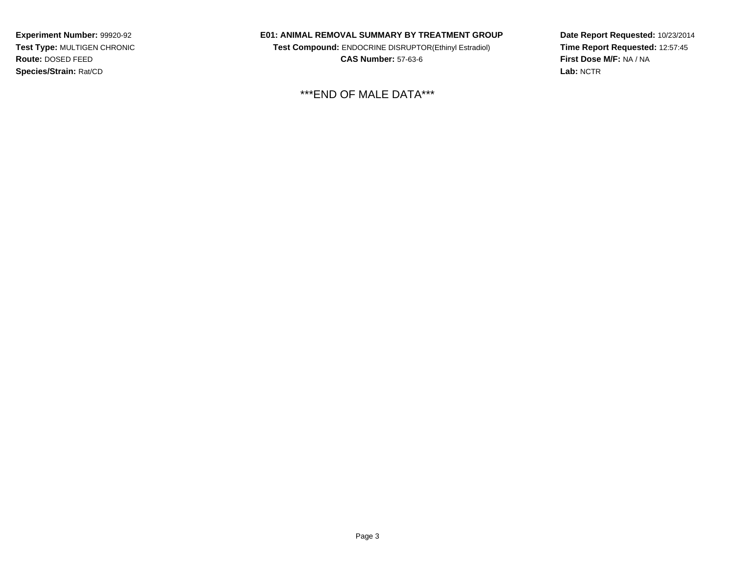**Experiment Number:** 99920-92
**Test Type:** MULTIGEN CHRONIC
**Route:** DOSED FEED
**Species/Strain:** Rat/CD

**E01: ANIMAL REMOVAL SUMMARY BY TREATMENT GROUP**
**Test Compound:** ENDOCRINE DISRUPTOR(Ethinyl Estradiol)
**CAS Number:** 57-63-6

**Date Report Requested:** 10/23/2014
**Time Report Requested:** 12:57:45
**First Dose M/F:** NA / NA
**Lab:** NCTR

***END OF MALE DATA***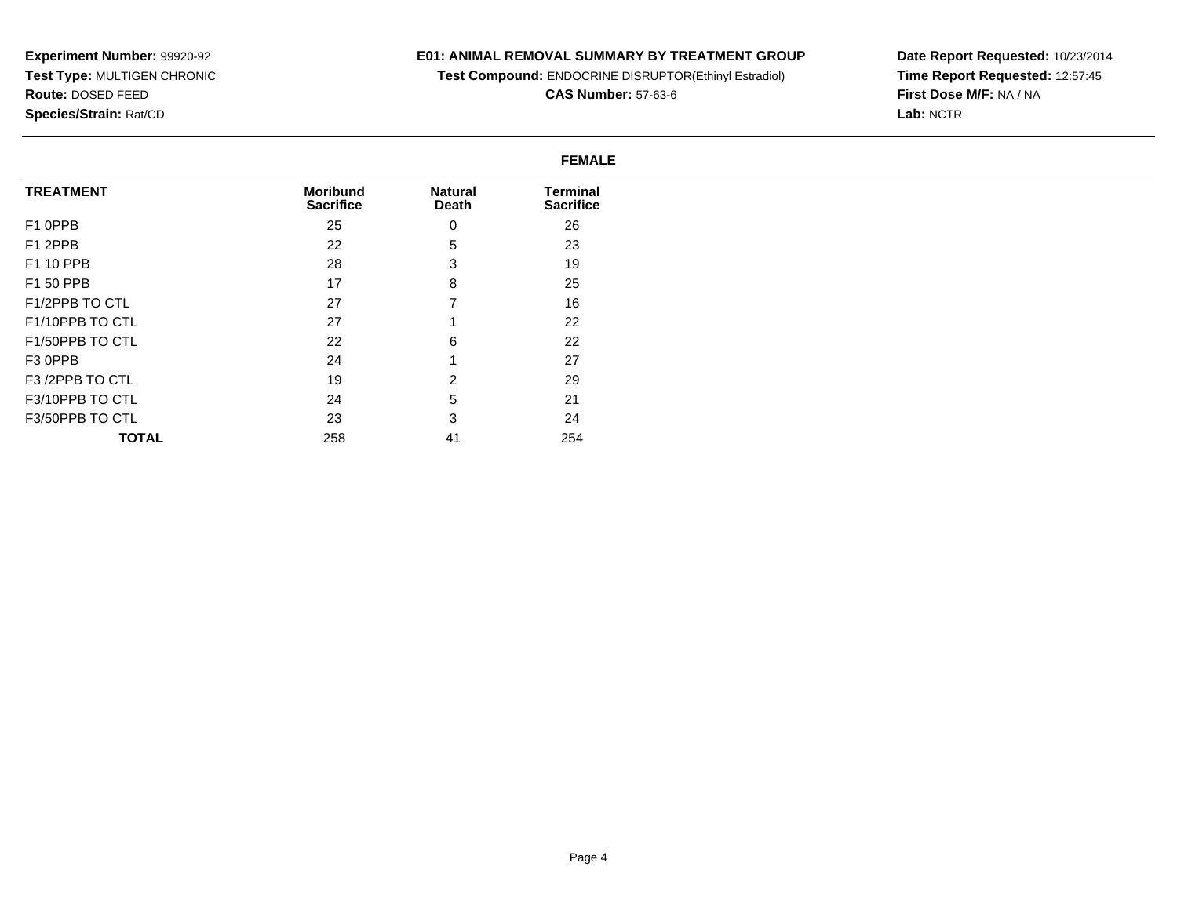**Experiment Number:** 99920-92
**Test Type:** MULTIGEN CHRONIC
**Route:** DOSED FEED
**Species/Strain:** Rat/CD

**E01: ANIMAL REMOVAL SUMMARY BY TREATMENT GROUP**
**Test Compound:** ENDOCRINE DISRUPTOR(Ethinyl Estradiol)
**CAS Number:** 57-63-6

**Date Report Requested:** 10/23/2014
**Time Report Requested:** 12:57:45
**First Dose M/F:** NA / NA
**Lab:** NCTR

**FEMALE**

| TREATMENT | Moribund Sacrifice | Natural Death | Terminal Sacrifice |
|---|---|---|---|
| F1 0PPB | 25 | 0 | 26 |
| F1 2PPB | 22 | 5 | 23 |
| F1 10 PPB | 28 | 3 | 19 |
| F1 50 PPB | 17 | 8 | 25 |
| F1/2PPB TO CTL | 27 | 7 | 16 |
| F1/10PPB TO CTL | 27 | 1 | 22 |
| F1/50PPB TO CTL | 22 | 6 | 22 |
| F3 0PPB | 24 | 1 | 27 |
| F3 /2PPB TO CTL | 19 | 2 | 29 |
| F3/10PPB TO CTL | 24 | 5 | 21 |
| F3/50PPB TO CTL | 23 | 3 | 24 |
| **TOTAL** | 258 | 41 | 254 |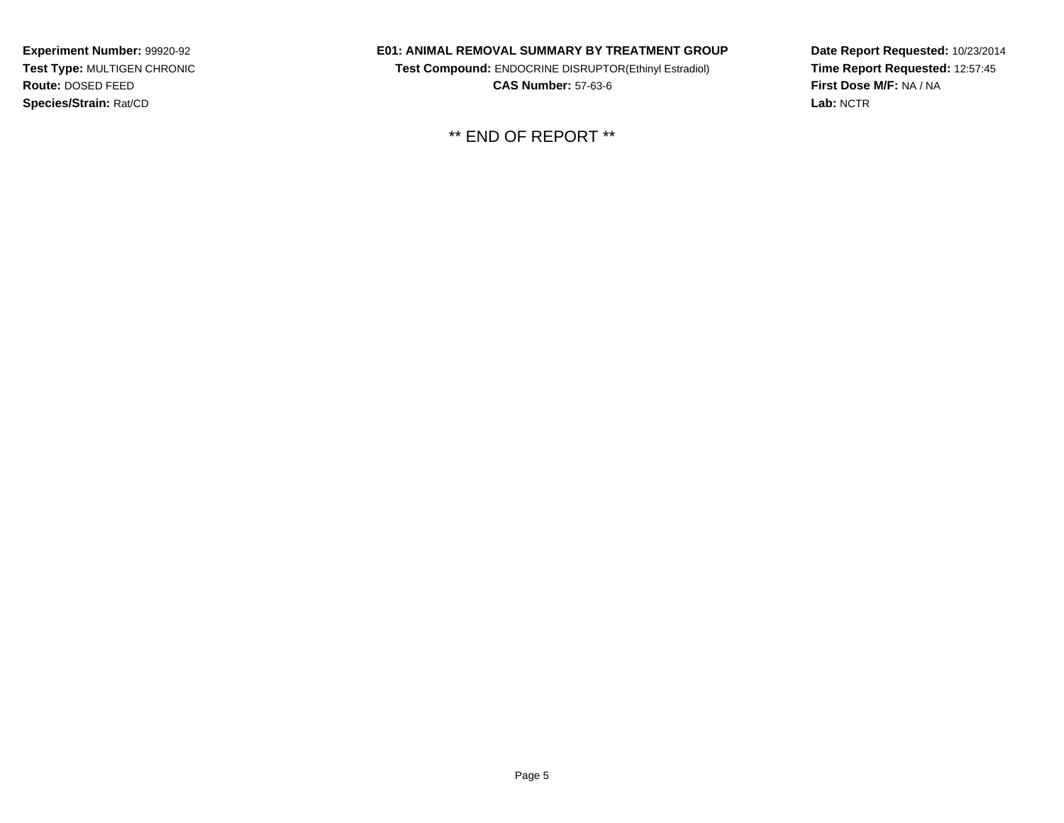**Experiment Number:** 99920-92
**Test Type:** MULTIGEN CHRONIC
**Route:** DOSED FEED
**Species/Strain:** Rat/CD

**E01: ANIMAL REMOVAL SUMMARY BY TREATMENT GROUP**
**Test Compound:** ENDOCRINE DISRUPTOR(Ethinyl Estradiol)
**CAS Number:** 57-63-6

**Date Report Requested:** 10/23/2014
**Time Report Requested:** 12:57:45
**First Dose M/F:** NA / NA
**Lab:** NCTR

** END OF REPORT **